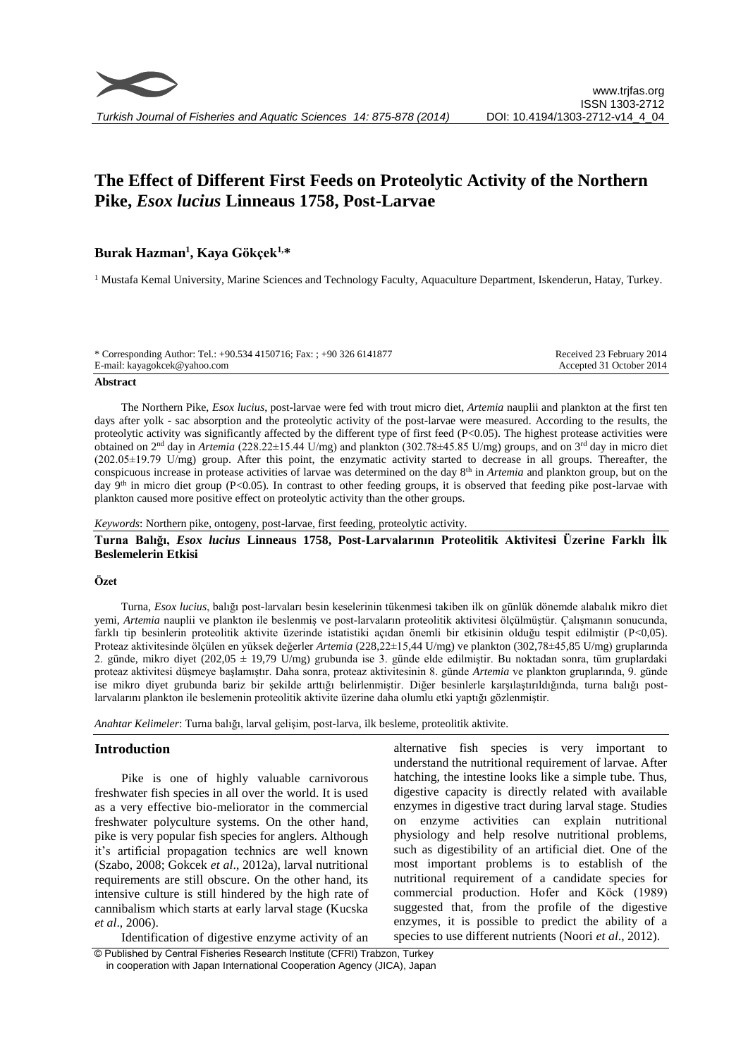# The Effect of Different First Feeds on Proteolytic Activity of the Northern Pike, *Esox lucius* Linneaus 1758, Post-Larvae

**Burak Hazman[1], Kaya Gökçek[1,*]**

[1] Mustafa Kemal University, Marine Sciences and Technology Faculty, Aquaculture Department, Iskenderun, Hatay, Turkey.

\* Corresponding Author: Tel.: +90.534 4150716; Fax: ; +90 326 6141877
E-mail: kayagokcek@yahoo.com

Received 23 February 2014
Accepted 31 October 2014

## Abstract

The Northern Pike, *Esox lucius*, post-larvae were fed with trout micro diet, *Artemia* nauplii and plankton at the first ten days after yolk - sac absorption and the proteolytic activity of the post-larvae were measured. According to the results, the proteolytic activity was significantly affected by the different type of first feed ($P<0.05$). The highest protease activities were obtained on 2[nd] day in *Artemia* (228.22±15.44 U/mg) and plankton (302.78±45.85 U/mg) groups, and on 3[rd] day in micro diet (202.05±19.79 U/mg) group. After this point, the enzymatic activity started to decrease in all groups. Thereafter, the conspicuous increase in protease activities of larvae was determined on the day 8[th] in *Artemia* and plankton group, but on the day 9[th] in micro diet group ($P<0.05$). In contrast to other feeding groups, it is observed that feeding pike post-larvae with plankton caused more positive effect on proteolytic activity than the other groups.

*Keywords*: Northern pike, ontogeny, post-larvae, first feeding, proteolytic activity.

## Turna Balığı, *Esox lucius* Linneaus 1758, Post-Larvalarının Proteolitik Aktivitesi Üzerine Farklı İlk Beslemelerin Etkisi

### Özet

Turna, *Esox lucius*, balığı post-larvaları besin keselerinin tükenmesi takiben ilk on günlük dönemde alabalık mikro diet yemi, *Artemia* nauplii ve plankton ile beslenmiş ve post-larvaların proteolitik aktivitesi ölçülmüştür. Çalışmanın sonucunda, farklı tip besinlerin proteolitik aktivite üzerinde istatistiki açıdan önemli bir etkisinin olduğu tespit edilmiştir ($P<0,05$). Proteaz aktivitesinde ölçülen en yüksek değerler *Artemia* (228,22±15,44 U/mg) ve plankton (302,78±45,85 U/mg) gruplarında 2. günde, mikro diyet (202,05 ± 19,79 U/mg) grubunda ise 3. günde elde edilmiştir. Bu noktadan sonra, tüm gruplardaki proteaz aktivitesi düşmeye başlamıştır. Daha sonra, proteaz aktivitesinin 8. günde *Artemia* ve plankton gruplarında, 9. günde ise mikro diyet grubunda bariz bir şekilde arttığı belirlenmiştir. Diğer besinlerle karşılaştırıldığında, turna balığı post-larvalarını plankton ile beslemenin proteolitik aktivite üzerine daha olumlu etki yaptığı gözlenmiştir.

*Anahtar Kelimeler*: Turna balığı, larval gelişim, post-larva, ilk besleme, proteolitik aktivite.

## Introduction

Pike is one of highly valuable carnivorous freshwater fish species in all over the world. It is used as a very effective bio-meliorator in the commercial freshwater polyculture systems. On the other hand, pike is very popular fish species for anglers. Although it's artificial propagation technics are well known (Szabo, 2008; Gokcek *et al*., 2012a), larval nutritional requirements are still obscure. On the other hand, its intensive culture is still hindered by the high rate of cannibalism which starts at early larval stage (Kucska *et al*., 2006).

Identification of digestive enzyme activity of an alternative fish species is very important to understand the nutritional requirement of larvae. After hatching, the intestine looks like a simple tube. Thus, digestive capacity is directly related with available enzymes in digestive tract during larval stage. Studies on enzyme activities can explain nutritional physiology and help resolve nutritional problems, such as digestibility of an artificial diet. One of the most important problems is to establish of the nutritional requirement of a candidate species for commercial production. Hofer and Köck (1989) suggested that, from the profile of the digestive enzymes, it is possible to predict the ability of a species to use different nutrients (Noori *et al*., 2012).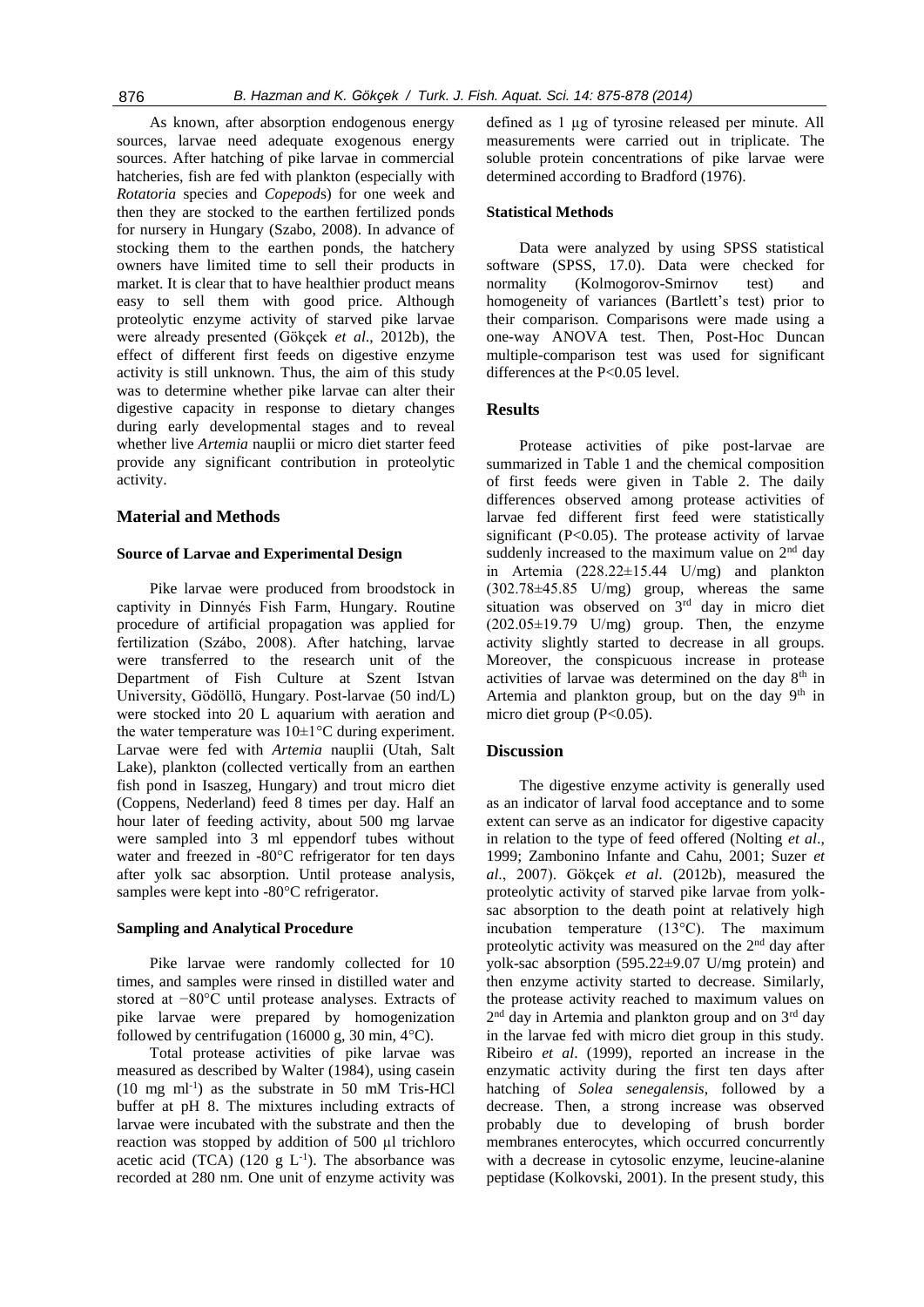As known, after absorption endogenous energy sources, larvae need adequate exogenous energy sources. After hatching of pike larvae in commercial hatcheries, fish are fed with plankton (especially with *Rotatoria* species and *Copepods*) for one week and then they are stocked to the earthen fertilized ponds for nursery in Hungary (Szabo, 2008). In advance of stocking them to the earthen ponds, the hatchery owners have limited time to sell their products in market. It is clear that to have healthier product means easy to sell them with good price. Although proteolytic enzyme activity of starved pike larvae were already presented (Gökçek *et al*., 2012b), the effect of different first feeds on digestive enzyme activity is still unknown. Thus, the aim of this study was to determine whether pike larvae can alter their digestive capacity in response to dietary changes during early developmental stages and to reveal whether live *Artemia* nauplii or micro diet starter feed provide any significant contribution in proteolytic activity.

## Material and Methods

### Source of Larvae and Experimental Design

Pike larvae were produced from broodstock in captivity in Dinnyés Fish Farm, Hungary. Routine procedure of artificial propagation was applied for fertilization (Szábo, 2008). After hatching, larvae were transferred to the research unit of the Department of Fish Culture at Szent Istvan University, Gödöllö, Hungary. Post-larvae (50 ind/L) were stocked into 20 L aquarium with aeration and the water temperature was 10±1°C during experiment. Larvae were fed with *Artemia* nauplii (Utah, Salt Lake), plankton (collected vertically from an earthen fish pond in Isaszeg, Hungary) and trout micro diet (Coppens, Nederland) feed 8 times per day. Half an hour later of feeding activity, about 500 mg larvae were sampled into 3 ml eppendorf tubes without water and freezed in -80°C refrigerator for ten days after yolk sac absorption. Until protease analysis, samples were kept into -80°C refrigerator.

### Sampling and Analytical Procedure

Pike larvae were randomly collected for 10 times, and samples were rinsed in distilled water and stored at −80°C until protease analyses. Extracts of pike larvae were prepared by homogenization followed by centrifugation (16000 g, 30 min, 4°C).

Total protease activities of pike larvae was measured as described by Walter (1984), using casein (10 mg ml$^{-1}$) as the substrate in 50 mM Tris-HCl buffer at pH 8. The mixtures including extracts of larvae were incubated with the substrate and then the reaction was stopped by addition of 500 µl trichloro acetic acid (TCA) (120 g L$^{-1}$). The absorbance was recorded at 280 nm. One unit of enzyme activity was defined as 1 µg of tyrosine released per minute. All measurements were carried out in triplicate. The soluble protein concentrations of pike larvae were determined according to Bradford (1976).

### Statistical Methods

Data were analyzed by using SPSS statistical software (SPSS, 17.0). Data were checked for normality (Kolmogorov-Smirnov test) and homogeneity of variances (Bartlett's test) prior to their comparison. Comparisons were made using a one-way ANOVA test. Then, Post-Hoc Duncan multiple-comparison test was used for significant differences at the $P<0.05$ level.

## Results

Protease activities of pike post-larvae are summarized in Table 1 and the chemical composition of first feeds were given in Table 2. The daily differences observed among protease activities of larvae fed different first feed were statistically significant ($P<0.05$). The protease activity of larvae suddenly increased to the maximum value on 2$^{nd}$ day in Artemia (228.22±15.44 U/mg) and plankton (302.78±45.85 U/mg) group, whereas the same situation was observed on 3$^{rd}$ day in micro diet (202.05±19.79 U/mg) group. Then, the enzyme activity slightly started to decrease in all groups. Moreover, the conspicuous increase in protease activities of larvae was determined on the day 8$^{th}$ in Artemia and plankton group, but on the day 9$^{th}$ in micro diet group ($P<0.05$).

## Discussion

The digestive enzyme activity is generally used as an indicator of larval food acceptance and to some extent can serve as an indicator for digestive capacity in relation to the type of feed offered (Nolting *et al*., 1999; Zambonino Infante and Cahu, 2001; Suzer *et al*., 2007). Gökçek *et al*. (2012b), measured the proteolytic activity of starved pike larvae from yolk-sac absorption to the death point at relatively high incubation temperature (13°C). The maximum proteolytic activity was measured on the 2$^{nd}$ day after yolk-sac absorption (595.22±9.07 U/mg protein) and then enzyme activity started to decrease. Similarly, the protease activity reached to maximum values on 2$^{nd}$ day in Artemia and plankton group and on 3$^{rd}$ day in the larvae fed with micro diet group in this study. Ribeiro *et al*. (1999), reported an increase in the enzymatic activity during the first ten days after hatching of *Solea senegalensis*, followed by a decrease. Then, a strong increase was observed probably due to developing of brush border membranes enterocytes, which occurred concurrently with a decrease in cytosolic enzyme, leucine-alanine peptidase (Kolkovski, 2001). In the present study, this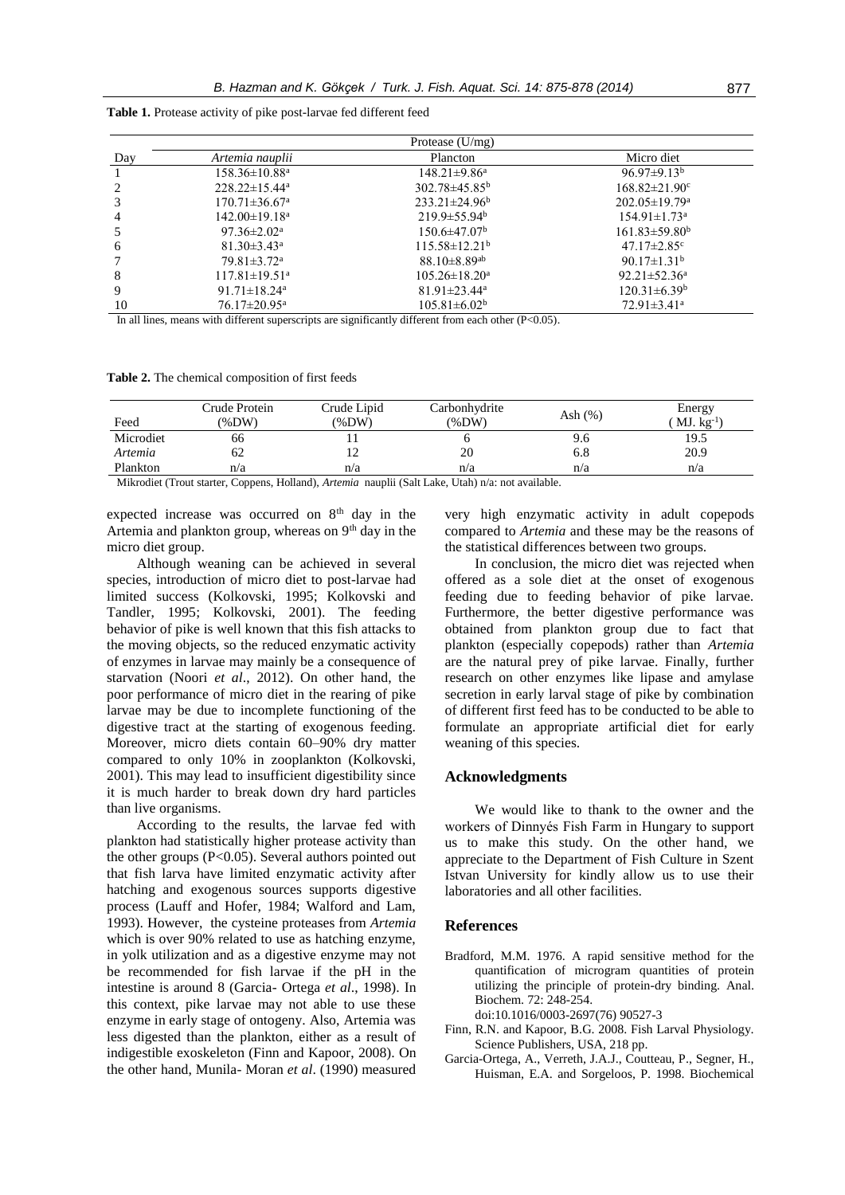**Table 1.** Protease activity of pike post-larvae fed different feed

| | Protease (U/mg) | | |
|---|---|---|---|
| Day | *Artemia nauplii* | Plancton | Micro diet |
| 1 | 158.36±10.88[a] | 148.21±9.86[a] | 96.97±9.13[b] |
| 2 | 228.22±15.44[a] | 302.78±45.85[b] | 168.82±21.90[c] |
| 3 | 170.71±36.67[a] | 233.21±24.96[b] | 202.05±19.79[a] |
| 4 | 142.00±19.18[a] | 219.9±55.94[b] | 154.91±1.73[a] |
| 5 | 97.36±2.02[a] | 150.6±47.07[b] | 161.83±59.80[b] |
| 6 | 81.30±3.43[a] | 115.58±12.21[b] | 47.17±2.85[c] |
| 7 | 79.81±3.72[a] | 88.10±8.89[ab] | 90.17±1.31[b] |
| 8 | 117.81±19.51[a] | 105.26±18.20[a] | 92.21±52.36[a] |
| 9 | 91.71±18.24[a] | 81.91±23.44[a] | 120.31±6.39[b] |
| 10 | 76.17±20.95[a] | 105.81±6.02[b] | 72.91±3.41[a] |

In all lines, means with different superscripts are significantly different from each other (P<0.05).

**Table 2.** The chemical composition of first feeds

| Feed | Crude Protein (%DW) | Crude Lipid (%DW) | Carbonhydrite (%DW) | Ash (%) | Energy ( MJ. kg$^{-1}$) |
|---|---|---|---|---|---|
| Microdiet | 66 | 11 | 6 | 9.6 | 19.5 |
| *Artemia* | 62 | 12 | 20 | 6.8 | 20.9 |
| Plankton | n/a | n/a | n/a | n/a | n/a |

Mikrodiet (Trout starter, Coppens, Holland), *Artemia* nauplii (Salt Lake, Utah) n/a: not available.

expected increase was occurred on 8[th] day in the Artemia and plankton group, whereas on 9[th] day in the micro diet group.

Although weaning can be achieved in several species, introduction of micro diet to post-larvae had limited success (Kolkovski, 1995; Kolkovski and Tandler, 1995; Kolkovski, 2001). The feeding behavior of pike is well known that this fish attacks to the moving objects, so the reduced enzymatic activity of enzymes in larvae may mainly be a consequence of starvation (Noori *et al*., 2012). On other hand, the poor performance of micro diet in the rearing of pike larvae may be due to incomplete functioning of the digestive tract at the starting of exogenous feeding. Moreover, micro diets contain 60–90% dry matter compared to only 10% in zooplankton (Kolkovski, 2001). This may lead to insufficient digestibility since it is much harder to break down dry hard particles than live organisms.

According to the results, the larvae fed with plankton had statistically higher protease activity than the other groups (P<0.05). Several authors pointed out that fish larva have limited enzymatic activity after hatching and exogenous sources supports digestive process (Lauff and Hofer, 1984; Walford and Lam, 1993). However, the cysteine proteases from *Artemia* which is over 90% related to use as hatching enzyme, in yolk utilization and as a digestive enzyme may not be recommended for fish larvae if the pH in the intestine is around 8 (Garcia- Ortega *et al*., 1998). In this context, pike larvae may not able to use these enzyme in early stage of ontogeny. Also, Artemia was less digested than the plankton, either as a result of indigestible exoskeleton (Finn and Kapoor, 2008). On the other hand, Munila- Moran *et al*. (1990) measured very high enzymatic activity in adult copepods compared to *Artemia* and these may be the reasons of the statistical differences between two groups.

In conclusion, the micro diet was rejected when offered as a sole diet at the onset of exogenous feeding due to feeding behavior of pike larvae. Furthermore, the better digestive performance was obtained from plankton group due to fact that plankton (especially copepods) rather than *Artemia* are the natural prey of pike larvae. Finally, further research on other enzymes like lipase and amylase secretion in early larval stage of pike by combination of different first feed has to be conducted to be able to formulate an appropriate artificial diet for early weaning of this species.

## Acknowledgments

We would like to thank to the owner and the workers of Dinnyés Fish Farm in Hungary to support us to make this study. On the other hand, we appreciate to the Department of Fish Culture in Szent Istvan University for kindly allow us to use their laboratories and all other facilities.

## References

Bradford, M.M. 1976. A rapid sensitive method for the quantification of microgram quantities of protein utilizing the principle of protein-dry binding. Anal. Biochem. 72: 248-254. doi:10.1016/0003-2697(76) 90527-3

Finn, R.N. and Kapoor, B.G. 2008. Fish Larval Physiology. Science Publishers, USA, 218 pp.

Garcia-Ortega, A., Verreth, J.A.J., Coutteau, P., Segner, H., Huisman, E.A. and Sorgeloos, P. 1998. Biochemical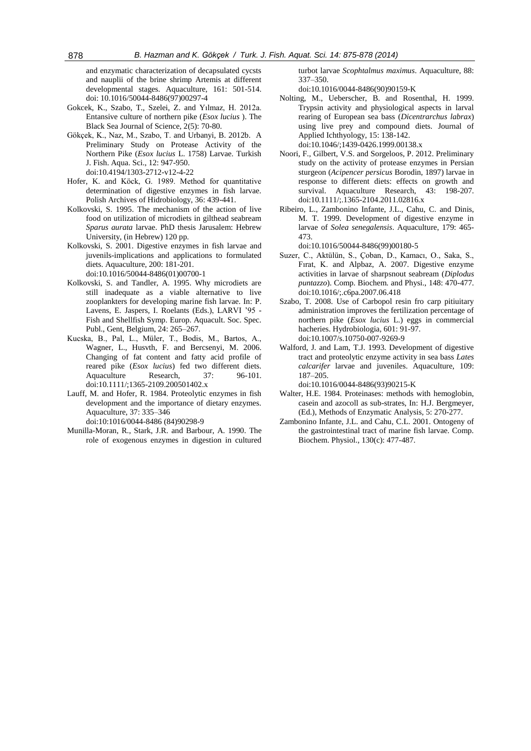and enzymatic characterization of decapsulated cycsts and nauplii of the brine shrimp Artemis at different developmental stages. Aquaculture, 161: 501-514. doi: 10.1016/50044-8486(97)00297-4

Gokcek, K., Szabo, T., Szelei, Z. and Yılmaz, H. 2012a. Entansive culture of northern pike (*Esox lucius* ). The Black Sea Journal of Science, 2(5): 70-80.

Gökçek, K., Naz, M., Szabo, T. and Urbanyi, B. 2012b. A Preliminary Study on Protease Activity of the Northern Pike (*Esox lucius* L. 1758) Larvae. Turkish J. Fish. Aqua. Sci., 12: 947-950. doi:10.4194/1303-2712-v12-4-22

Hofer, K. and Köck, G. 1989. Method for quantitative determination of digestive enzymes in fish larvae. Polish Archives of Hidrobiology, 36: 439-441.

Kolkovski, S. 1995. The mechanism of the action of live food on utilization of microdiets in gilthead seabream *Sparus aurata* larvae. PhD thesis Jarusalem: Hebrew University, (in Hebrew) 120 pp.

Kolkovski, S. 2001. Digestive enzymes in fish larvae and juvenils-implications and applications to formulated diets. Aquaculture, 200: 181-201. doi:10.1016/50044-8486(01)00700-1

Kolkovski, S. and Tandler, A. 1995. Why microdiets are still inadequate as a viable alternative to live zooplankters for developing marine fish larvae. In: P. Lavens, E. Jaspers, I. Roelants (Eds.), LARVI '95 - Fish and Shellfish Symp. Europ. Aquacult. Soc. Spec. Publ., Gent, Belgium, 24: 265–267.

Kucska, B., Pal, L., Müler, T., Bodis, M., Bartos, A., Wagner, L., Husvth, F. and Bercsenyi, M. 2006. Changing of fat content and fatty acid profile of reared pike (*Esox lucius*) fed two different diets. Aquaculture Research, 37: 96-101. doi:10.1111/;1365-2109.200501402.x

Lauff, M. and Hofer, R. 1984. Proteolytic enzymes in fish development and the importance of dietary enzymes. Aquaculture, 37: 335–346 doi:10:1016/0044-8486 (84)90298-9

Munilla-Moran, R., Stark, J.R. and Barbour, A. 1990. The role of exogenous enzymes in digestion in cultured turbot larvae *Scophtalmus maximus*. Aquaculture, 88: 337–350. doi:10.1016/0044-8486(90)90159-K

Nolting, M., Ueberscher, B. and Rosenthal, H. 1999. Trypsin activity and physiological aspects in larval rearing of European sea bass (*Dicentrarchus labrax*) using live prey and compound diets. Journal of Applied Ichthyology, 15: 138-142. doi:10.1046/;1439-0426.1999.00138.x

Noori, F., Gilbert, V.S. and Sorgeloos, P. 2012. Preliminary study on the activity of protease enzymes in Persian sturgeon (*Acipencer persicus* Borodin, 1897) larvae in response to different diets: effects on growth and survival. Aquaculture Research, 43: 198-207. doi:10.1111/;.1365-2104.2011.02816.x

Ribeiro, L., Zambonino Infante, J.L., Cahu, C. and Dinis, M. T. 1999. Development of digestive enzyme in larvae of *Solea senegalensis*. Aquaculture, 179: 465-473. doi:10.1016/50044-8486(99)00180-5

Suzer, C., Aktülün, S., Çoban, D., Kamacı, O., Saka, S., Fırat, K. and Alpbaz, A. 2007. Digestive enzyme activities in larvae of sharpsnout seabream (*Diplodus puntazzo*). Comp. Biochem. and Physi., 148: 470-477. doi:10.1016/;.c6pa.2007.06.418

Szabo, T. 2008. Use of Carbopol resin fro carp pitiuitary administration improves the fertilization percentage of northern pike (*Esox lucius* L.) eggs in commercial hacheries. Hydrobiologia, 601: 91-97. doi:10.1007/s.10750-007-9269-9

Walford, J. and Lam, T.J. 1993. Development of digestive tract and proteolytic enzyme activity in sea bass *Lates calcarifer* larvae and juveniles. Aquaculture, 109: 187–205. doi:10.1016/0044-8486(93)90215-K

Walter, H.E. 1984. Proteinases: methods with hemoglobin, casein and azocoll as sub-strates, In: H.J. Bergmeyer, (Ed.), Methods of Enzymatic Analysis, 5: 270-277.

Zambonino Infante, J.L. and Cahu, C.L. 2001. Ontogeny of the gastrointestinal tract of marine fish larvae. Comp. Biochem. Physiol., 130(c): 477-487.